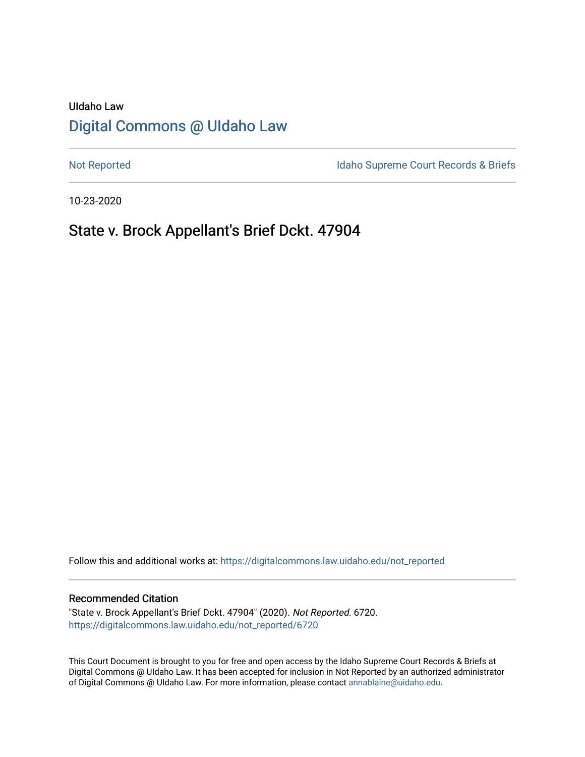UIdaho Law

# Digital Commons @ UIdaho Law

Not Reported

Idaho Supreme Court Records & Briefs

10-23-2020

## State v. Brock Appellant's Brief Dckt. 47904

Follow this and additional works at: https://digitalcommons.law.uidaho.edu/not_reported

### Recommended Citation

"State v. Brock Appellant's Brief Dckt. 47904" (2020). *Not Reported.* 6720.
https://digitalcommons.law.uidaho.edu/not_reported/6720

This Court Document is brought to you for free and open access by the Idaho Supreme Court Records & Briefs at Digital Commons @ UIdaho Law. It has been accepted for inclusion in Not Reported by an authorized administrator of Digital Commons @ UIdaho Law. For more information, please contact annablaine@uidaho.edu.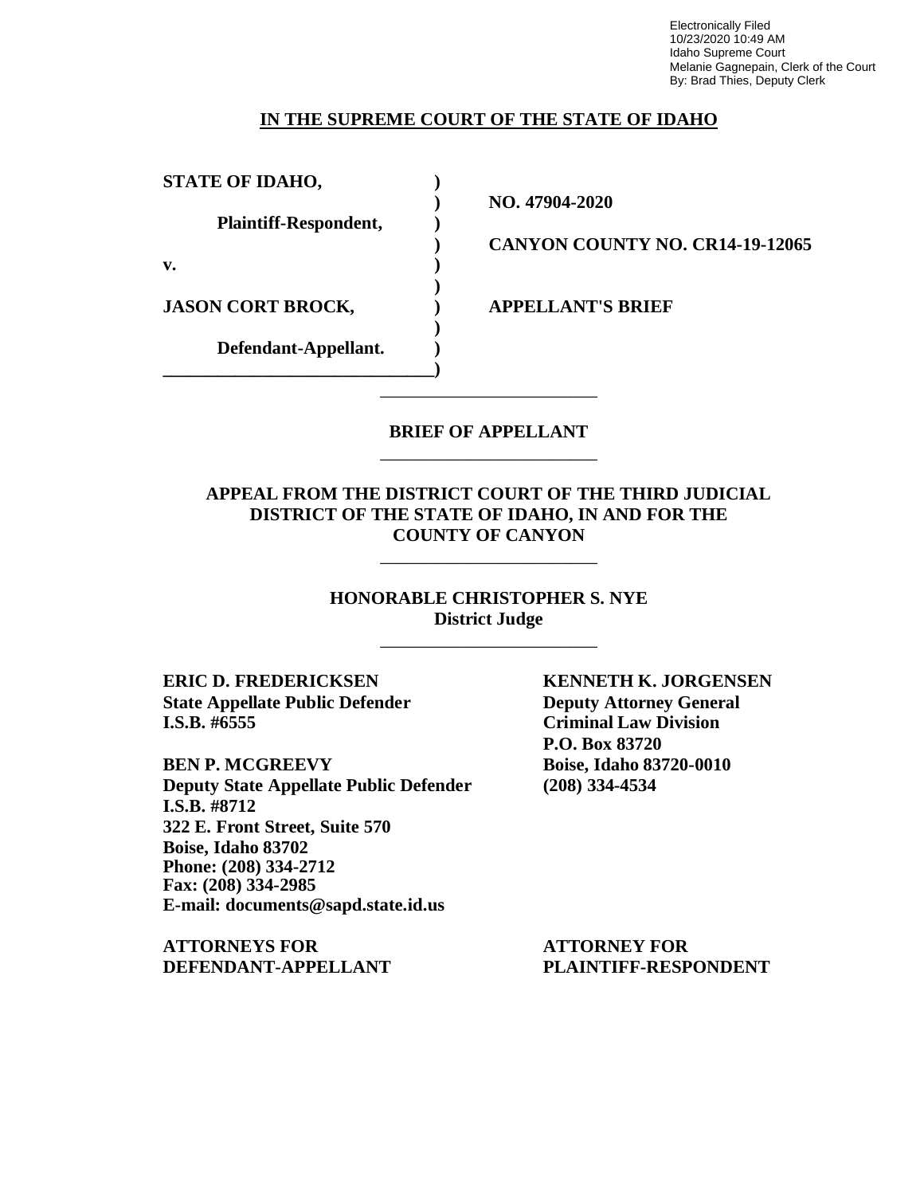Electronically Filed
10/23/2020 10:49 AM
Idaho Supreme Court
Melanie Gagnepain, Clerk of the Court
By: Brad Thies, Deputy Clerk

**IN THE SUPREME COURT OF THE STATE OF IDAHO**

| | | |
|---|---|---|
| **STATE OF IDAHO,** | ) | |
| | ) | **NO. 47904-2020** |
| **Plaintiff-Respondent,** | ) | |
| | ) | **CANYON COUNTY NO. CR14-19-12065** |
| **v.** | ) | |
| | ) | |
| **JASON CORT BROCK,** | ) | **APPELLANT'S BRIEF** |
| | ) | |
| **Defendant-Appellant.** | ) | |
| | ) | |

---

**BRIEF OF APPELLANT**

---

**APPEAL FROM THE DISTRICT COURT OF THE THIRD JUDICIAL DISTRICT OF THE STATE OF IDAHO, IN AND FOR THE COUNTY OF CANYON**

---

**HONORABLE CHRISTOPHER S. NYE**
**District Judge**

---

**ERIC D. FREDERICKSEN**
**State Appellate Public Defender**
**I.S.B. #6555**

**BEN P. MCGREEVY**
**Deputy State Appellate Public Defender**
**I.S.B. #8712**
**322 E. Front Street, Suite 570**
**Boise, Idaho 83702**
**Phone: (208) 334-2712**
**Fax: (208) 334-2985**
**E-mail: documents@sapd.state.id.us**

**ATTORNEYS FOR DEFENDANT-APPELLANT**

**KENNETH K. JORGENSEN**
**Deputy Attorney General**
**Criminal Law Division**
**P.O. Box 83720**
**Boise, Idaho 83720-0010**
**(208) 334-4534**

**ATTORNEY FOR PLAINTIFF-RESPONDENT**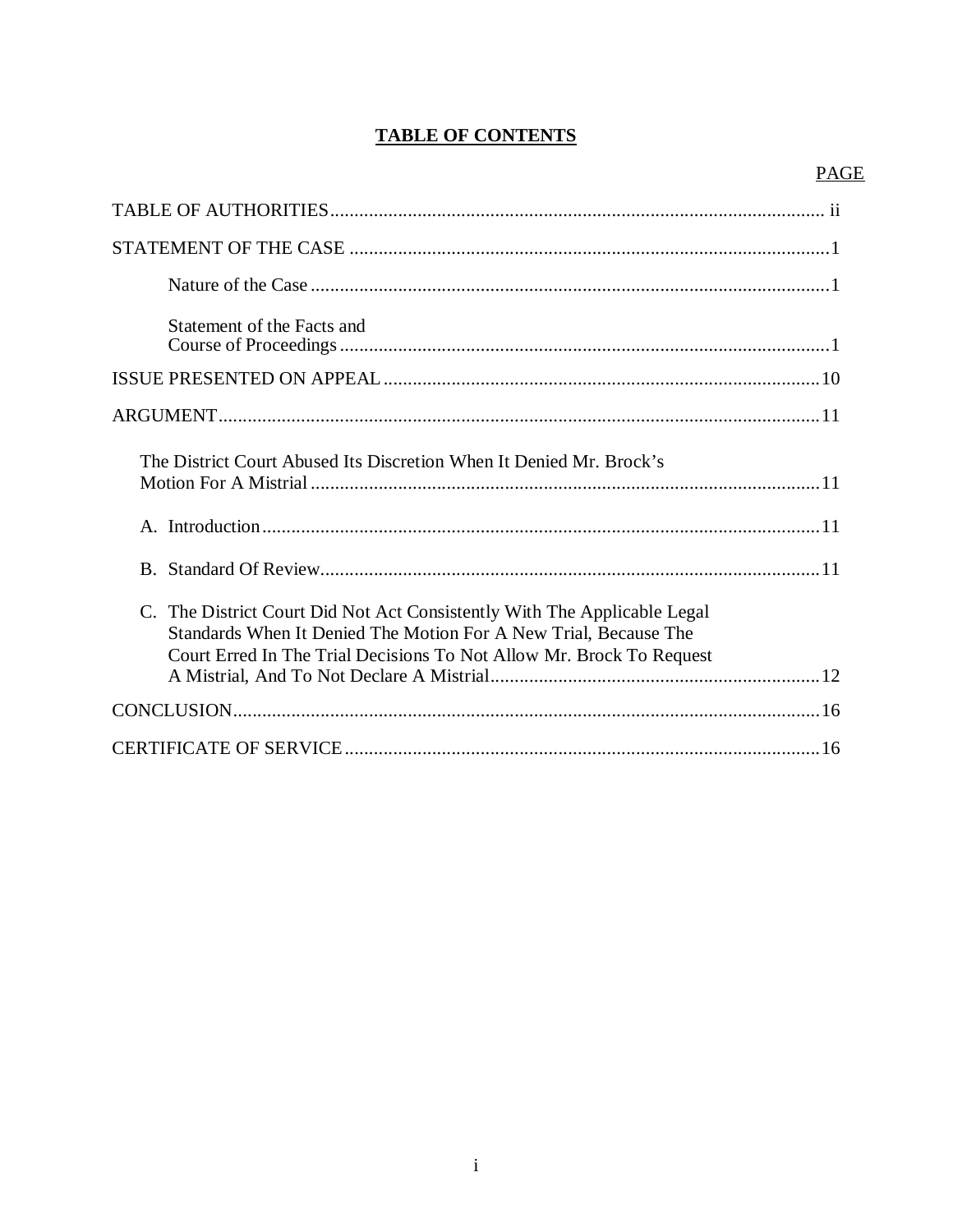# TABLE OF CONTENTS

| | PAGE |
|---|---|
| TABLE OF AUTHORITIES | ii |
| STATEMENT OF THE CASE | 1 |
| Nature of the Case | 1 |
| Statement of the Facts and Course of Proceedings | 1 |
| ISSUE PRESENTED ON APPEAL | 10 |
| ARGUMENT | 11 |
| The District Court Abused Its Discretion When It Denied Mr. Brock's Motion For A Mistrial | 11 |
| A. Introduction | 11 |
| B. Standard Of Review | 11 |
| C. The District Court Did Not Act Consistently With The Applicable Legal Standards When It Denied The Motion For A New Trial, Because The Court Erred In The Trial Decisions To Not Allow Mr. Brock To Request A Mistrial, And To Not Declare A Mistrial | 12 |
| CONCLUSION | 16 |
| CERTIFICATE OF SERVICE | 16 |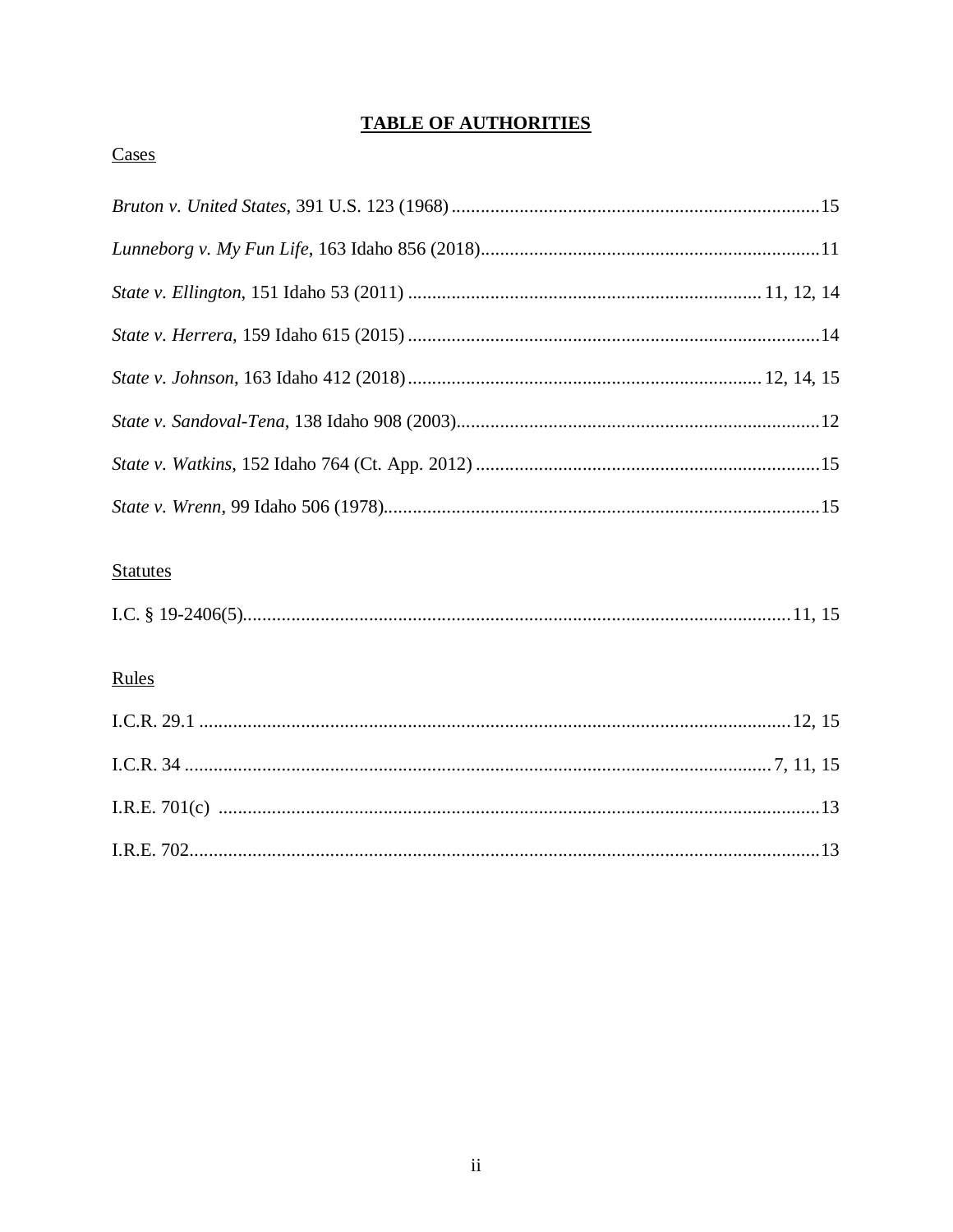# TABLE OF AUTHORITIES

Cases

*Bruton v. United States*, 391 U.S. 123 (1968) ............................................................................ 15

*Lunneborg v. My Fun Life*, 163 Idaho 856 (2018) ...................................................................... 11

*State v. Ellington*, 151 Idaho 53 (2011) ........................................................................ 11, 12, 14

*State v. Herrera*, 159 Idaho 615 (2015) ..................................................................................... 14

*State v. Johnson*, 163 Idaho 412 (2018) ........................................................................ 12, 14, 15

*State v. Sandoval-Tena*, 138 Idaho 908 (2003) ........................................................................... 12

*State v. Watkins*, 152 Idaho 764 (Ct. App. 2012) ....................................................................... 15

*State v. Wrenn*, 99 Idaho 506 (1978) ......................................................................................... 15

Statutes

I.C. § 19-2406(5) ................................................................................................................. 11, 15

Rules

I.C.R. 29.1 ......................................................................................................................... 12, 15

I.C.R. 34 ......................................................................................................................... 7, 11, 15

I.R.E. 701(c) ............................................................................................................................ 13

I.R.E. 702 ................................................................................................................................ 13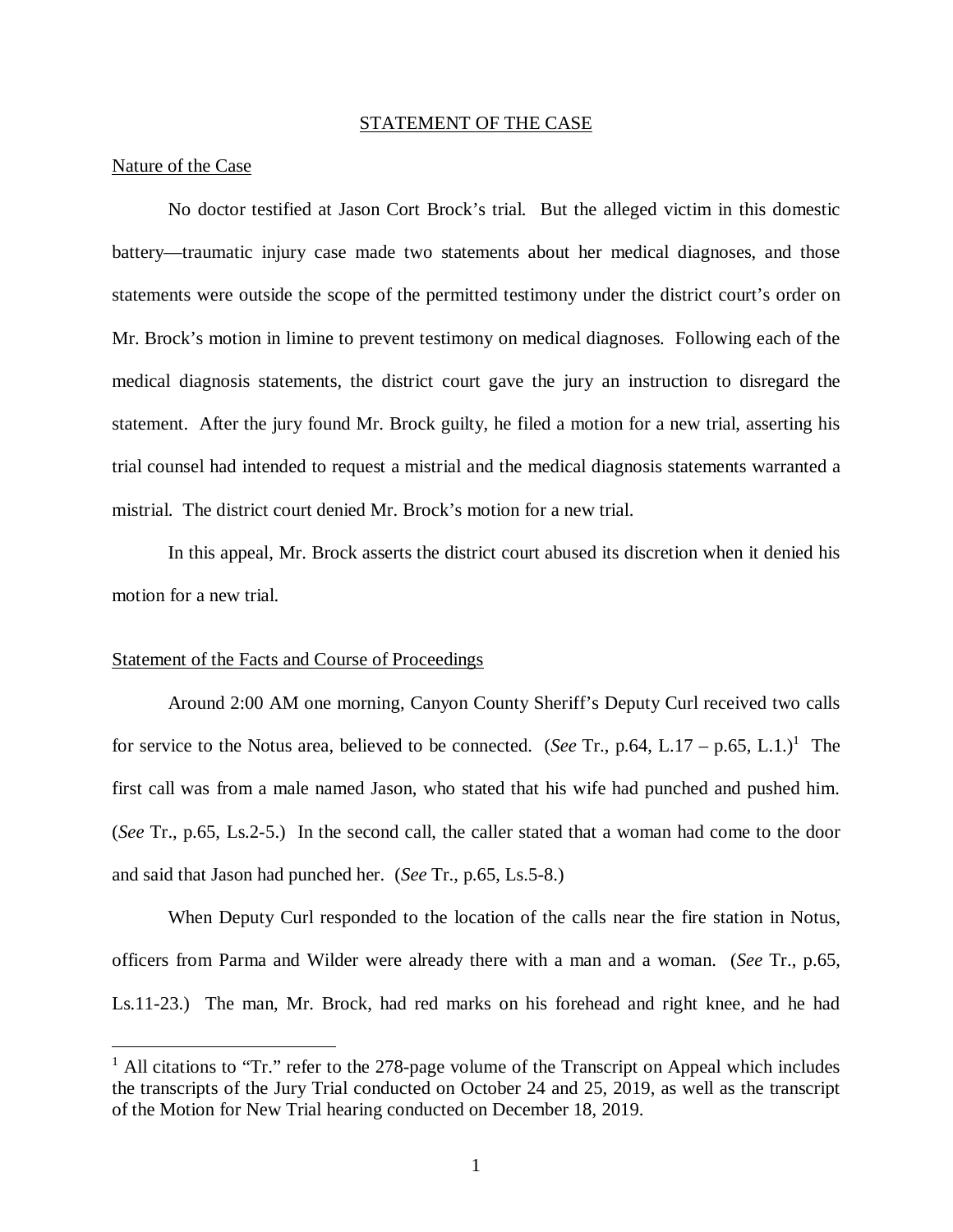## STATEMENT OF THE CASE

### Nature of the Case

No doctor testified at Jason Cort Brock's trial. But the alleged victim in this domestic battery—traumatic injury case made two statements about her medical diagnoses, and those statements were outside the scope of the permitted testimony under the district court's order on Mr. Brock's motion in limine to prevent testimony on medical diagnoses. Following each of the medical diagnosis statements, the district court gave the jury an instruction to disregard the statement. After the jury found Mr. Brock guilty, he filed a motion for a new trial, asserting his trial counsel had intended to request a mistrial and the medical diagnosis statements warranted a mistrial. The district court denied Mr. Brock's motion for a new trial.

In this appeal, Mr. Brock asserts the district court abused its discretion when it denied his motion for a new trial.

### Statement of the Facts and Course of Proceedings

Around 2:00 AM one morning, Canyon County Sheriff's Deputy Curl received two calls for service to the Notus area, believed to be connected. (*See* Tr., p.64, L.17 – p.65, L.1.)[1] The first call was from a male named Jason, who stated that his wife had punched and pushed him. (*See* Tr., p.65, Ls.2-5.) In the second call, the caller stated that a woman had come to the door and said that Jason had punched her. (*See* Tr., p.65, Ls.5-8.)

When Deputy Curl responded to the location of the calls near the fire station in Notus, officers from Parma and Wilder were already there with a man and a woman. (*See* Tr., p.65, Ls.11-23.) The man, Mr. Brock, had red marks on his forehead and right knee, and he had

---

[1] All citations to "Tr." refer to the 278-page volume of the Transcript on Appeal which includes the transcripts of the Jury Trial conducted on October 24 and 25, 2019, as well as the transcript of the Motion for New Trial hearing conducted on December 18, 2019.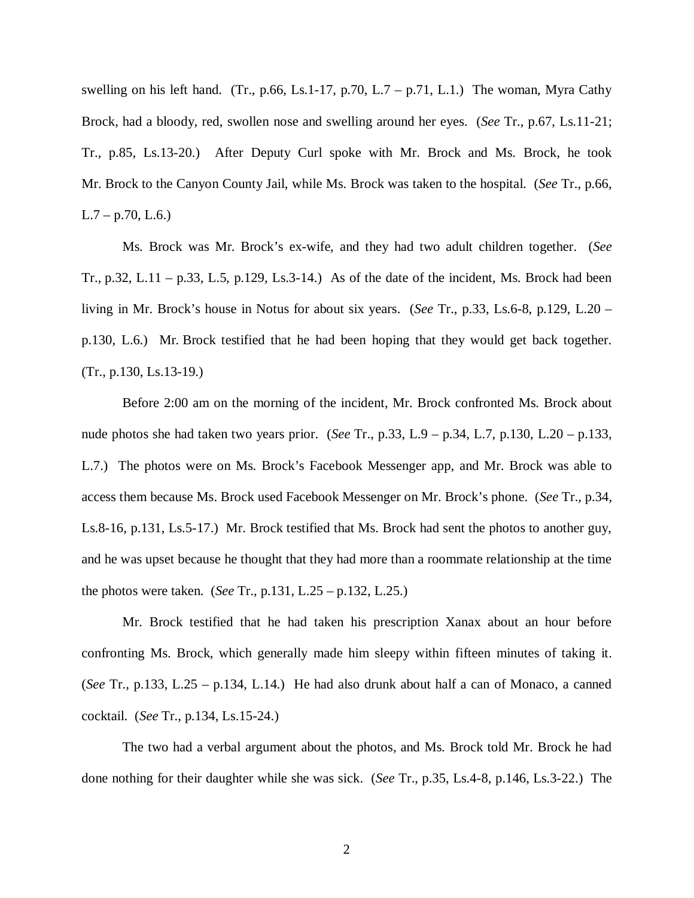swelling on his left hand. (Tr., p.66, Ls.1-17, p.70, L.7 – p.71, L.1.) The woman, Myra Cathy Brock, had a bloody, red, swollen nose and swelling around her eyes. (*See* Tr., p.67, Ls.11-21; Tr., p.85, Ls.13-20.) After Deputy Curl spoke with Mr. Brock and Ms. Brock, he took Mr. Brock to the Canyon County Jail, while Ms. Brock was taken to the hospital. (*See* Tr., p.66, L.7 – p.70, L.6.)

Ms. Brock was Mr. Brock's ex-wife, and they had two adult children together. (*See* Tr., p.32, L.11 – p.33, L.5, p.129, Ls.3-14.) As of the date of the incident, Ms. Brock had been living in Mr. Brock's house in Notus for about six years. (*See* Tr., p.33, Ls.6-8, p.129, L.20 – p.130, L.6.) Mr. Brock testified that he had been hoping that they would get back together. (Tr., p.130, Ls.13-19.)

Before 2:00 am on the morning of the incident, Mr. Brock confronted Ms. Brock about nude photos she had taken two years prior. (*See* Tr., p.33, L.9 – p.34, L.7, p.130, L.20 – p.133, L.7.) The photos were on Ms. Brock's Facebook Messenger app, and Mr. Brock was able to access them because Ms. Brock used Facebook Messenger on Mr. Brock's phone. (*See* Tr., p.34, Ls.8-16, p.131, Ls.5-17.) Mr. Brock testified that Ms. Brock had sent the photos to another guy, and he was upset because he thought that they had more than a roommate relationship at the time the photos were taken. (*See* Tr., p.131, L.25 – p.132, L.25.)

Mr. Brock testified that he had taken his prescription Xanax about an hour before confronting Ms. Brock, which generally made him sleepy within fifteen minutes of taking it. (*See* Tr., p.133, L.25 – p.134, L.14.) He had also drunk about half a can of Monaco, a canned cocktail. (*See* Tr., p.134, Ls.15-24.)

The two had a verbal argument about the photos, and Ms. Brock told Mr. Brock he had done nothing for their daughter while she was sick. (*See* Tr., p.35, Ls.4-8, p.146, Ls.3-22.) The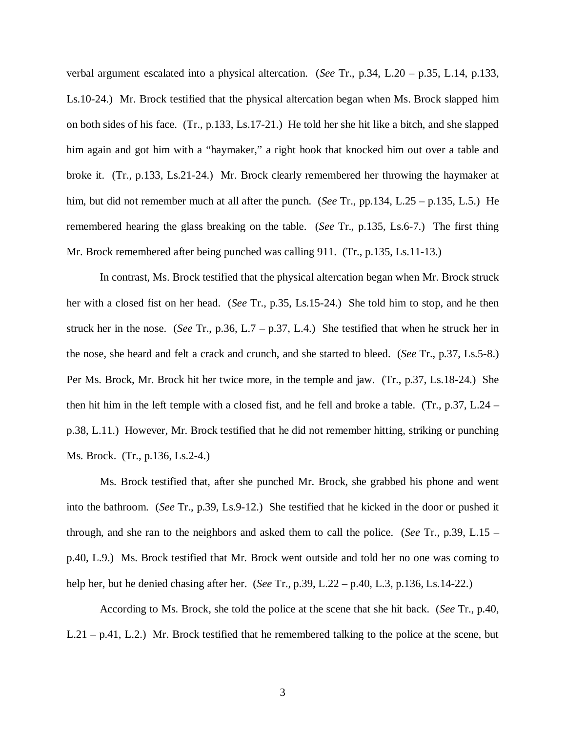verbal argument escalated into a physical altercation. (*See* Tr., p.34, L.20 – p.35, L.14, p.133, Ls.10-24.) Mr. Brock testified that the physical altercation began when Ms. Brock slapped him on both sides of his face. (Tr., p.133, Ls.17-21.) He told her she hit like a bitch, and she slapped him again and got him with a "haymaker," a right hook that knocked him out over a table and broke it. (Tr., p.133, Ls.21-24.) Mr. Brock clearly remembered her throwing the haymaker at him, but did not remember much at all after the punch. (*See* Tr., pp.134, L.25 – p.135, L.5.) He remembered hearing the glass breaking on the table. (*See* Tr., p.135, Ls.6-7.) The first thing Mr. Brock remembered after being punched was calling 911. (Tr., p.135, Ls.11-13.)

In contrast, Ms. Brock testified that the physical altercation began when Mr. Brock struck her with a closed fist on her head. (*See* Tr., p.35, Ls.15-24.) She told him to stop, and he then struck her in the nose. (*See* Tr., p.36, L.7 – p.37, L.4.) She testified that when he struck her in the nose, she heard and felt a crack and crunch, and she started to bleed. (*See* Tr., p.37, Ls.5-8.) Per Ms. Brock, Mr. Brock hit her twice more, in the temple and jaw. (Tr., p.37, Ls.18-24.) She then hit him in the left temple with a closed fist, and he fell and broke a table. (Tr., p.37, L.24 – p.38, L.11.) However, Mr. Brock testified that he did not remember hitting, striking or punching Ms. Brock. (Tr., p.136, Ls.2-4.)

Ms. Brock testified that, after she punched Mr. Brock, she grabbed his phone and went into the bathroom. (*See* Tr., p.39, Ls.9-12.) She testified that he kicked in the door or pushed it through, and she ran to the neighbors and asked them to call the police. (*See* Tr., p.39, L.15 – p.40, L.9.) Ms. Brock testified that Mr. Brock went outside and told her no one was coming to help her, but he denied chasing after her. (*See* Tr., p.39, L.22 – p.40, L.3, p.136, Ls.14-22.)

According to Ms. Brock, she told the police at the scene that she hit back. (*See* Tr., p.40, L.21 – p.41, L.2.) Mr. Brock testified that he remembered talking to the police at the scene, but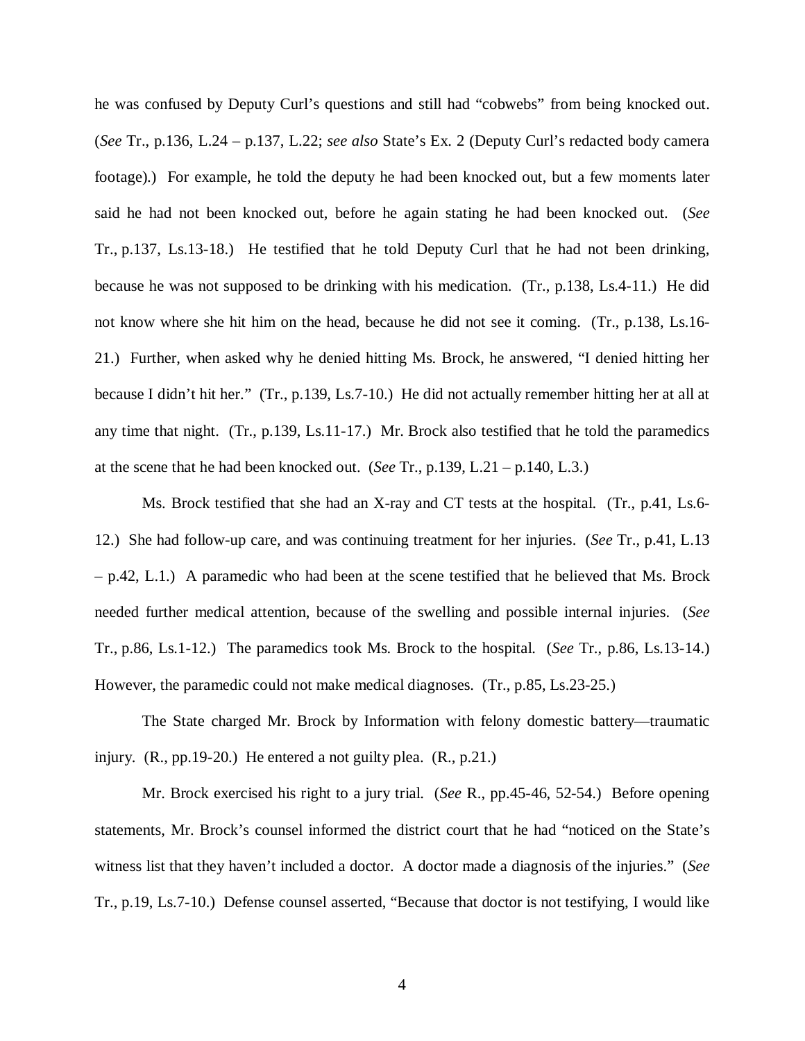he was confused by Deputy Curl's questions and still had "cobwebs" from being knocked out. (*See* Tr., p.136, L.24 – p.137, L.22; *see also* State's Ex. 2 (Deputy Curl's redacted body camera footage).) For example, he told the deputy he had been knocked out, but a few moments later said he had not been knocked out, before he again stating he had been knocked out. (*See* Tr., p.137, Ls.13-18.) He testified that he told Deputy Curl that he had not been drinking, because he was not supposed to be drinking with his medication. (Tr., p.138, Ls.4-11.) He did not know where she hit him on the head, because he did not see it coming. (Tr., p.138, Ls.16-21.) Further, when asked why he denied hitting Ms. Brock, he answered, "I denied hitting her because I didn't hit her." (Tr., p.139, Ls.7-10.) He did not actually remember hitting her at all at any time that night. (Tr., p.139, Ls.11-17.) Mr. Brock also testified that he told the paramedics at the scene that he had been knocked out. (*See* Tr., p.139, L.21 – p.140, L.3.)

Ms. Brock testified that she had an X-ray and CT tests at the hospital. (Tr., p.41, Ls.6-12.) She had follow-up care, and was continuing treatment for her injuries. (*See* Tr., p.41, L.13 – p.42, L.1.) A paramedic who had been at the scene testified that he believed that Ms. Brock needed further medical attention, because of the swelling and possible internal injuries. (*See* Tr., p.86, Ls.1-12.) The paramedics took Ms. Brock to the hospital. (*See* Tr., p.86, Ls.13-14.) However, the paramedic could not make medical diagnoses. (Tr., p.85, Ls.23-25.)

The State charged Mr. Brock by Information with felony domestic battery—traumatic injury. (R., pp.19-20.) He entered a not guilty plea. (R., p.21.)

Mr. Brock exercised his right to a jury trial. (*See* R., pp.45-46, 52-54.) Before opening statements, Mr. Brock's counsel informed the district court that he had "noticed on the State's witness list that they haven't included a doctor. A doctor made a diagnosis of the injuries." (*See* Tr., p.19, Ls.7-10.) Defense counsel asserted, "Because that doctor is not testifying, I would like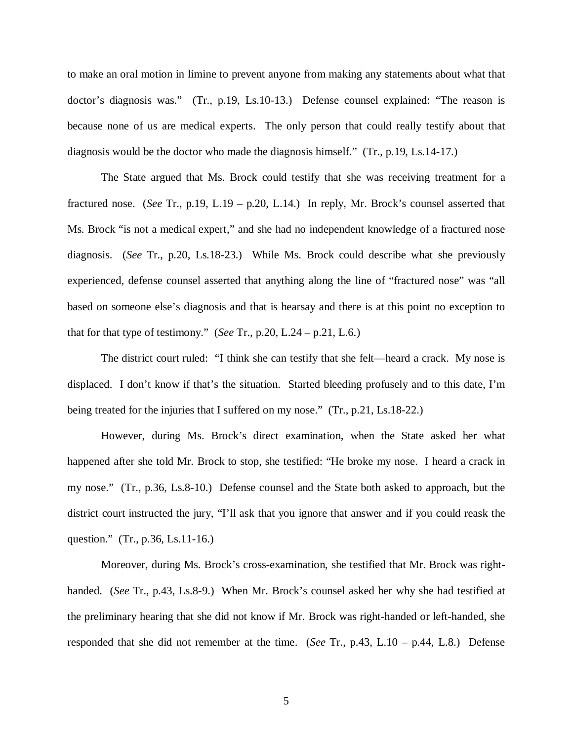to make an oral motion in limine to prevent anyone from making any statements about what that doctor's diagnosis was." (Tr., p.19, Ls.10-13.) Defense counsel explained: "The reason is because none of us are medical experts. The only person that could really testify about that diagnosis would be the doctor who made the diagnosis himself." (Tr., p.19, Ls.14-17.)

The State argued that Ms. Brock could testify that she was receiving treatment for a fractured nose. (*See* Tr., p.19, L.19 – p.20, L.14.) In reply, Mr. Brock's counsel asserted that Ms. Brock "is not a medical expert," and she had no independent knowledge of a fractured nose diagnosis. (*See* Tr., p.20, Ls.18-23.) While Ms. Brock could describe what she previously experienced, defense counsel asserted that anything along the line of "fractured nose" was "all based on someone else's diagnosis and that is hearsay and there is at this point no exception to that for that type of testimony." (*See* Tr., p.20, L.24 – p.21, L.6.)

The district court ruled: "I think she can testify that she felt—heard a crack. My nose is displaced. I don't know if that's the situation. Started bleeding profusely and to this date, I'm being treated for the injuries that I suffered on my nose." (Tr., p.21, Ls.18-22.)

However, during Ms. Brock's direct examination, when the State asked her what happened after she told Mr. Brock to stop, she testified: "He broke my nose. I heard a crack in my nose." (Tr., p.36, Ls.8-10.) Defense counsel and the State both asked to approach, but the district court instructed the jury, "I'll ask that you ignore that answer and if you could reask the question." (Tr., p.36, Ls.11-16.)

Moreover, during Ms. Brock's cross-examination, she testified that Mr. Brock was right-handed. (*See* Tr., p.43, Ls.8-9.) When Mr. Brock's counsel asked her why she had testified at the preliminary hearing that she did not know if Mr. Brock was right-handed or left-handed, she responded that she did not remember at the time. (*See* Tr., p.43, L.10 – p.44, L.8.) Defense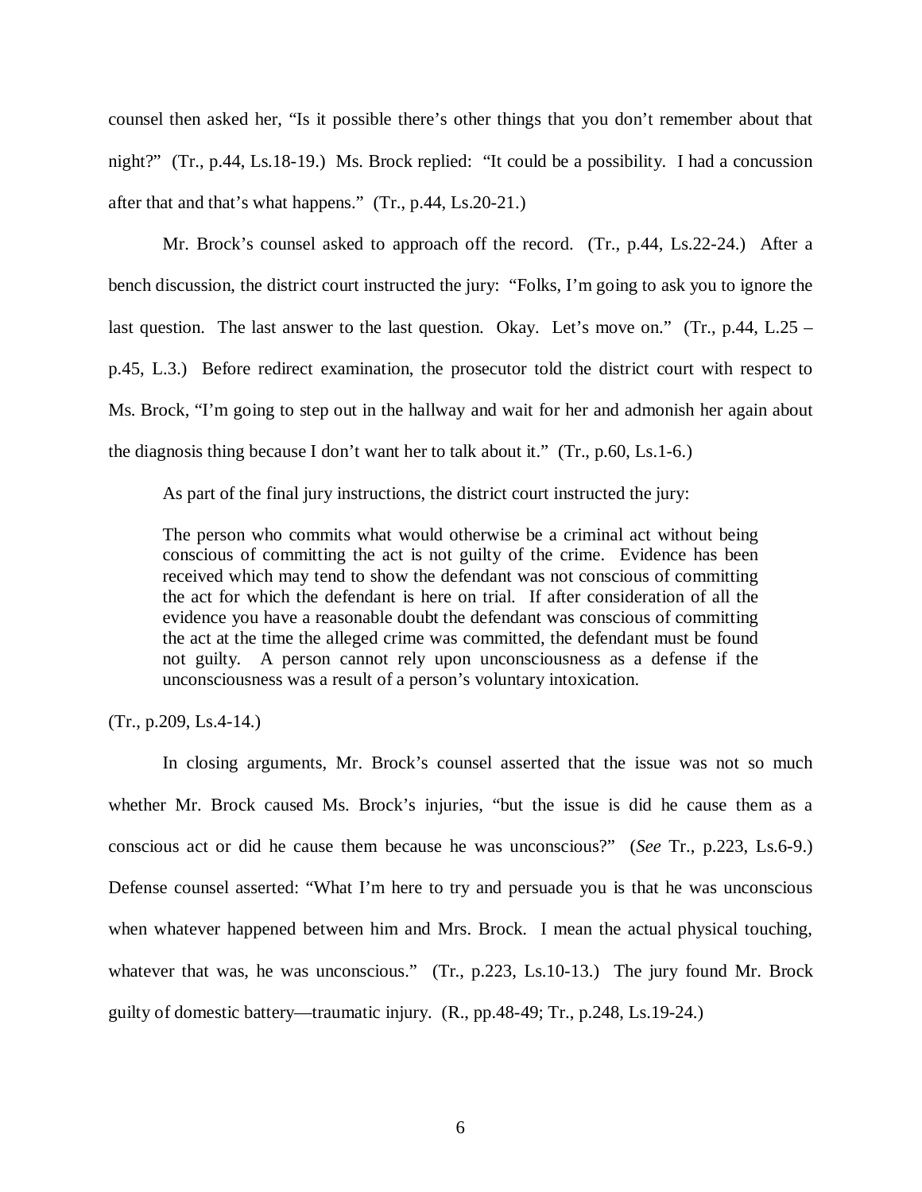counsel then asked her, "Is it possible there's other things that you don't remember about that night?" (Tr., p.44, Ls.18-19.) Ms. Brock replied: "It could be a possibility. I had a concussion after that and that's what happens." (Tr., p.44, Ls.20-21.)

Mr. Brock's counsel asked to approach off the record. (Tr., p.44, Ls.22-24.) After a bench discussion, the district court instructed the jury: "Folks, I'm going to ask you to ignore the last question. The last answer to the last question. Okay. Let's move on." (Tr., p.44, L.25 – p.45, L.3.) Before redirect examination, the prosecutor told the district court with respect to Ms. Brock, "I'm going to step out in the hallway and wait for her and admonish her again about the diagnosis thing because I don't want her to talk about it." (Tr., p.60, Ls.1-6.)

As part of the final jury instructions, the district court instructed the jury:

> The person who commits what would otherwise be a criminal act without being conscious of committing the act is not guilty of the crime. Evidence has been received which may tend to show the defendant was not conscious of committing the act for which the defendant is here on trial. If after consideration of all the evidence you have a reasonable doubt the defendant was conscious of committing the act at the time the alleged crime was committed, the defendant must be found not guilty. A person cannot rely upon unconsciousness as a defense if the unconsciousness was a result of a person's voluntary intoxication.

(Tr., p.209, Ls.4-14.)

In closing arguments, Mr. Brock's counsel asserted that the issue was not so much whether Mr. Brock caused Ms. Brock's injuries, "but the issue is did he cause them as a conscious act or did he cause them because he was unconscious?" (*See* Tr., p.223, Ls.6-9.) Defense counsel asserted: "What I'm here to try and persuade you is that he was unconscious when whatever happened between him and Mrs. Brock. I mean the actual physical touching, whatever that was, he was unconscious." (Tr., p.223, Ls.10-13.) The jury found Mr. Brock guilty of domestic battery—traumatic injury. (R., pp.48-49; Tr., p.248, Ls.19-24.)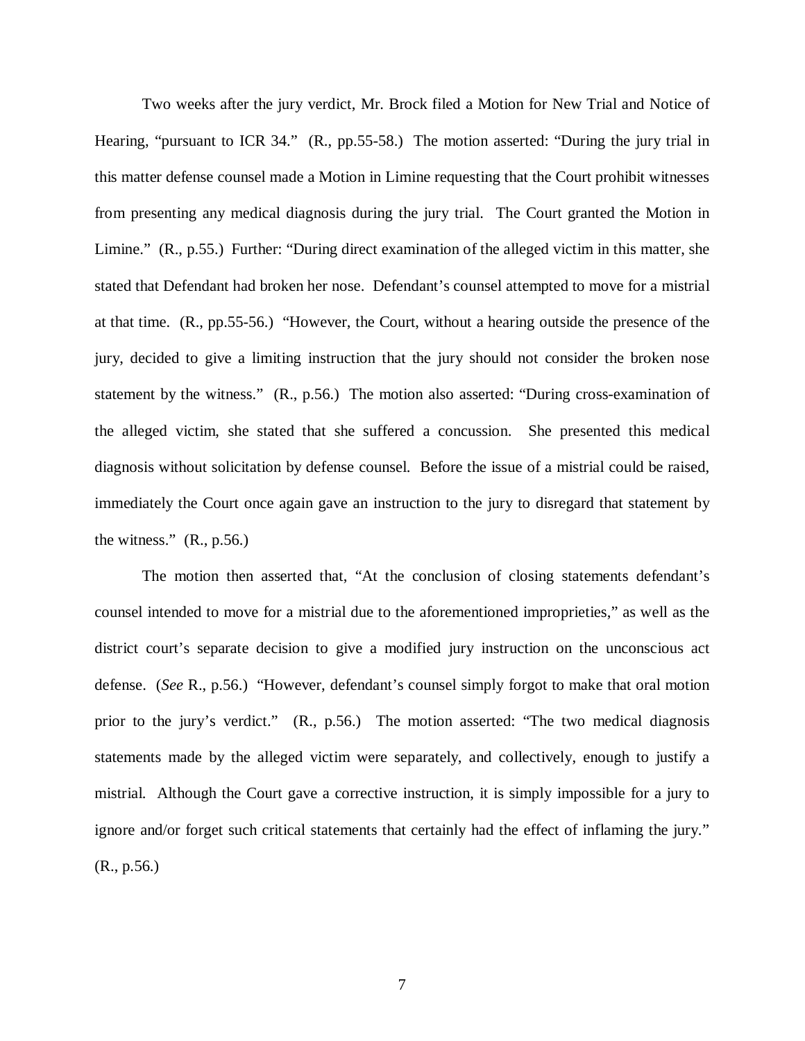Two weeks after the jury verdict, Mr. Brock filed a Motion for New Trial and Notice of Hearing, "pursuant to ICR 34." (R., pp.55-58.) The motion asserted: "During the jury trial in this matter defense counsel made a Motion in Limine requesting that the Court prohibit witnesses from presenting any medical diagnosis during the jury trial. The Court granted the Motion in Limine." (R., p.55.) Further: "During direct examination of the alleged victim in this matter, she stated that Defendant had broken her nose. Defendant's counsel attempted to move for a mistrial at that time. (R., pp.55-56.) "However, the Court, without a hearing outside the presence of the jury, decided to give a limiting instruction that the jury should not consider the broken nose statement by the witness." (R., p.56.) The motion also asserted: "During cross-examination of the alleged victim, she stated that she suffered a concussion. She presented this medical diagnosis without solicitation by defense counsel. Before the issue of a mistrial could be raised, immediately the Court once again gave an instruction to the jury to disregard that statement by the witness." (R., p.56.)

The motion then asserted that, "At the conclusion of closing statements defendant's counsel intended to move for a mistrial due to the aforementioned improprieties," as well as the district court's separate decision to give a modified jury instruction on the unconscious act defense. (*See* R., p.56.) "However, defendant's counsel simply forgot to make that oral motion prior to the jury's verdict." (R., p.56.) The motion asserted: "The two medical diagnosis statements made by the alleged victim were separately, and collectively, enough to justify a mistrial. Although the Court gave a corrective instruction, it is simply impossible for a jury to ignore and/or forget such critical statements that certainly had the effect of inflaming the jury." (R., p.56.)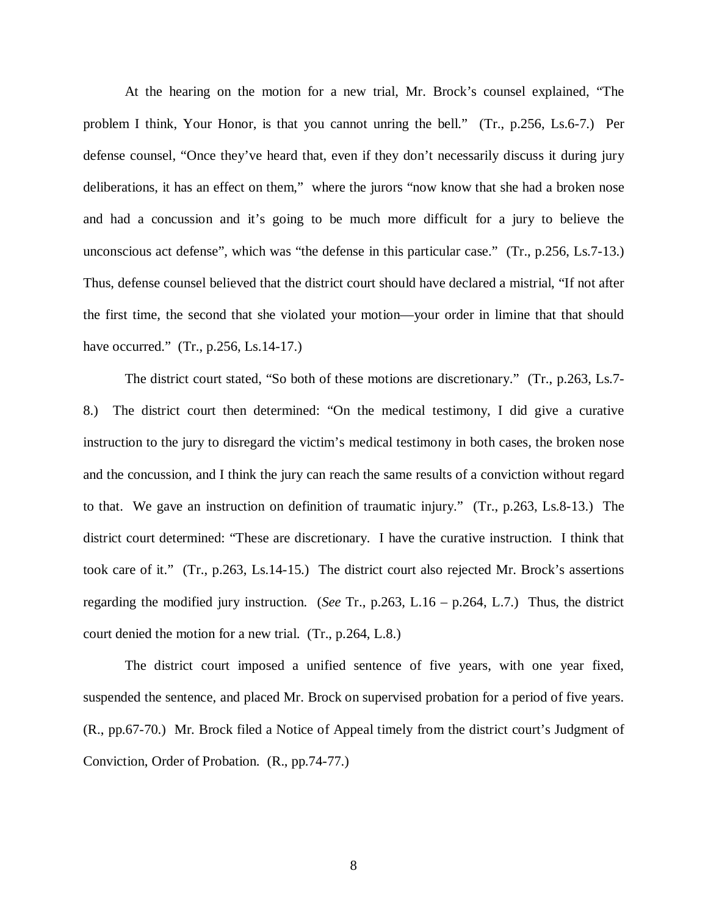At the hearing on the motion for a new trial, Mr. Brock's counsel explained, "The problem I think, Your Honor, is that you cannot unring the bell." (Tr., p.256, Ls.6-7.) Per defense counsel, "Once they've heard that, even if they don't necessarily discuss it during jury deliberations, it has an effect on them," where the jurors "now know that she had a broken nose and had a concussion and it's going to be much more difficult for a jury to believe the unconscious act defense", which was "the defense in this particular case." (Tr., p.256, Ls.7-13.) Thus, defense counsel believed that the district court should have declared a mistrial, "If not after the first time, the second that she violated your motion—your order in limine that that should have occurred." (Tr., p.256, Ls.14-17.)

The district court stated, "So both of these motions are discretionary." (Tr., p.263, Ls.7-8.) The district court then determined: "On the medical testimony, I did give a curative instruction to the jury to disregard the victim's medical testimony in both cases, the broken nose and the concussion, and I think the jury can reach the same results of a conviction without regard to that. We gave an instruction on definition of traumatic injury." (Tr., p.263, Ls.8-13.) The district court determined: "These are discretionary. I have the curative instruction. I think that took care of it." (Tr., p.263, Ls.14-15.) The district court also rejected Mr. Brock's assertions regarding the modified jury instruction. (*See* Tr., p.263, L.16 – p.264, L.7.) Thus, the district court denied the motion for a new trial. (Tr., p.264, L.8.)

The district court imposed a unified sentence of five years, with one year fixed, suspended the sentence, and placed Mr. Brock on supervised probation for a period of five years. (R., pp.67-70.) Mr. Brock filed a Notice of Appeal timely from the district court's Judgment of Conviction, Order of Probation. (R., pp.74-77.)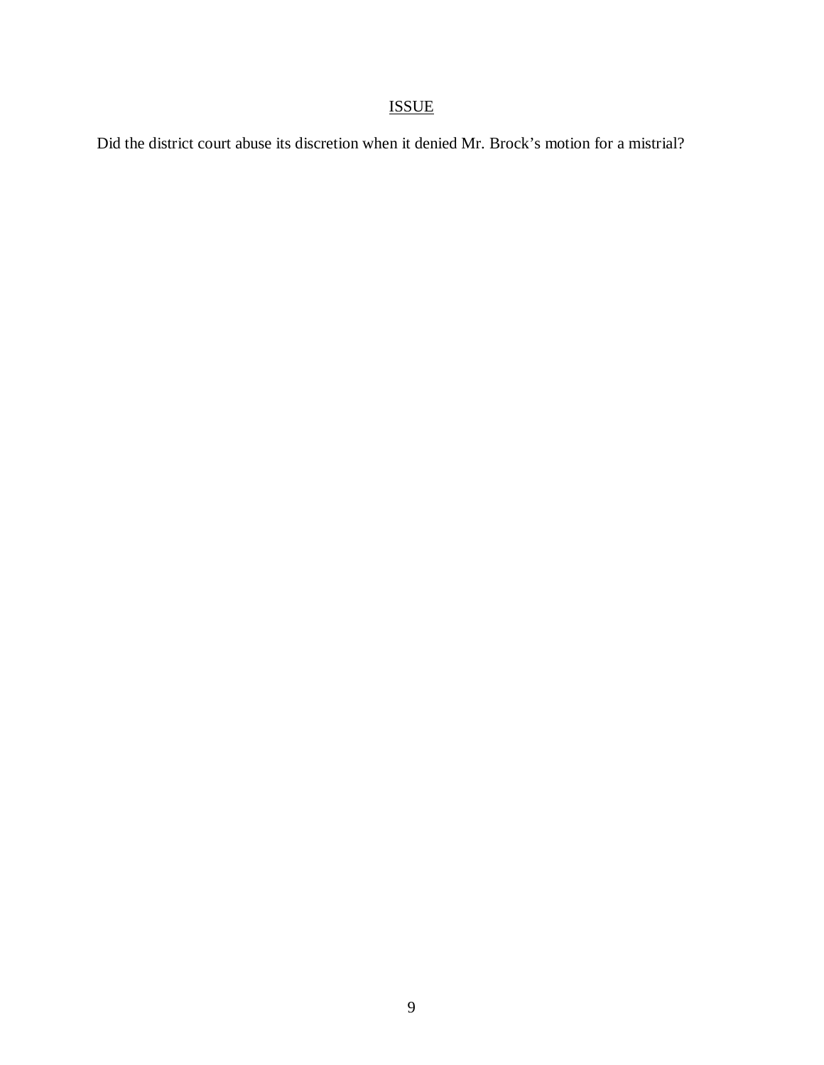## ISSUE

Did the district court abuse its discretion when it denied Mr. Brock's motion for a mistrial?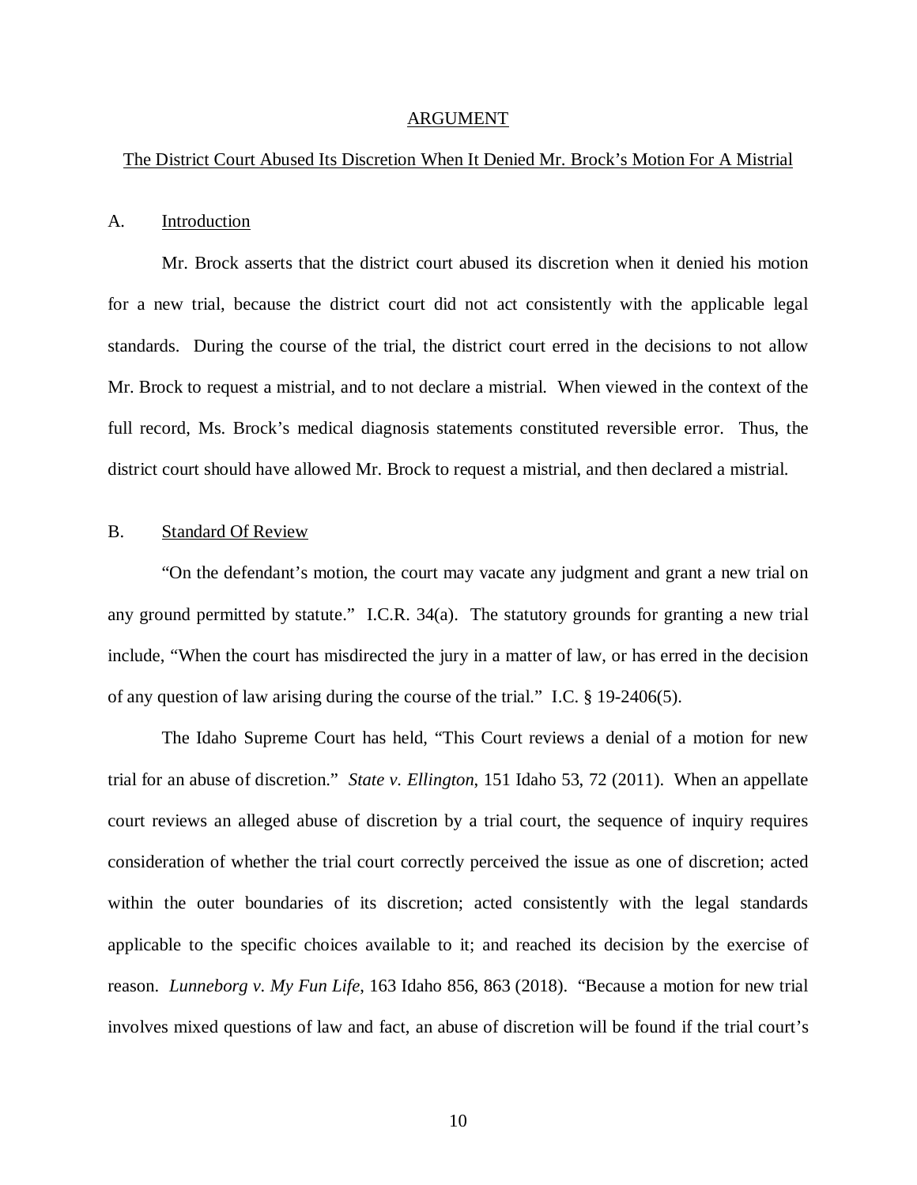## ARGUMENT

### The District Court Abused Its Discretion When It Denied Mr. Brock's Motion For A Mistrial

### A. Introduction

Mr. Brock asserts that the district court abused its discretion when it denied his motion for a new trial, because the district court did not act consistently with the applicable legal standards. During the course of the trial, the district court erred in the decisions to not allow Mr. Brock to request a mistrial, and to not declare a mistrial. When viewed in the context of the full record, Ms. Brock's medical diagnosis statements constituted reversible error. Thus, the district court should have allowed Mr. Brock to request a mistrial, and then declared a mistrial.

### B. Standard Of Review

"On the defendant's motion, the court may vacate any judgment and grant a new trial on any ground permitted by statute." I.C.R. 34(a). The statutory grounds for granting a new trial include, "When the court has misdirected the jury in a matter of law, or has erred in the decision of any question of law arising during the course of the trial." I.C. § 19-2406(5).

The Idaho Supreme Court has held, "This Court reviews a denial of a motion for new trial for an abuse of discretion." *State v. Ellington*, 151 Idaho 53, 72 (2011). When an appellate court reviews an alleged abuse of discretion by a trial court, the sequence of inquiry requires consideration of whether the trial court correctly perceived the issue as one of discretion; acted within the outer boundaries of its discretion; acted consistently with the legal standards applicable to the specific choices available to it; and reached its decision by the exercise of reason. *Lunneborg v. My Fun Life*, 163 Idaho 856, 863 (2018). "Because a motion for new trial involves mixed questions of law and fact, an abuse of discretion will be found if the trial court's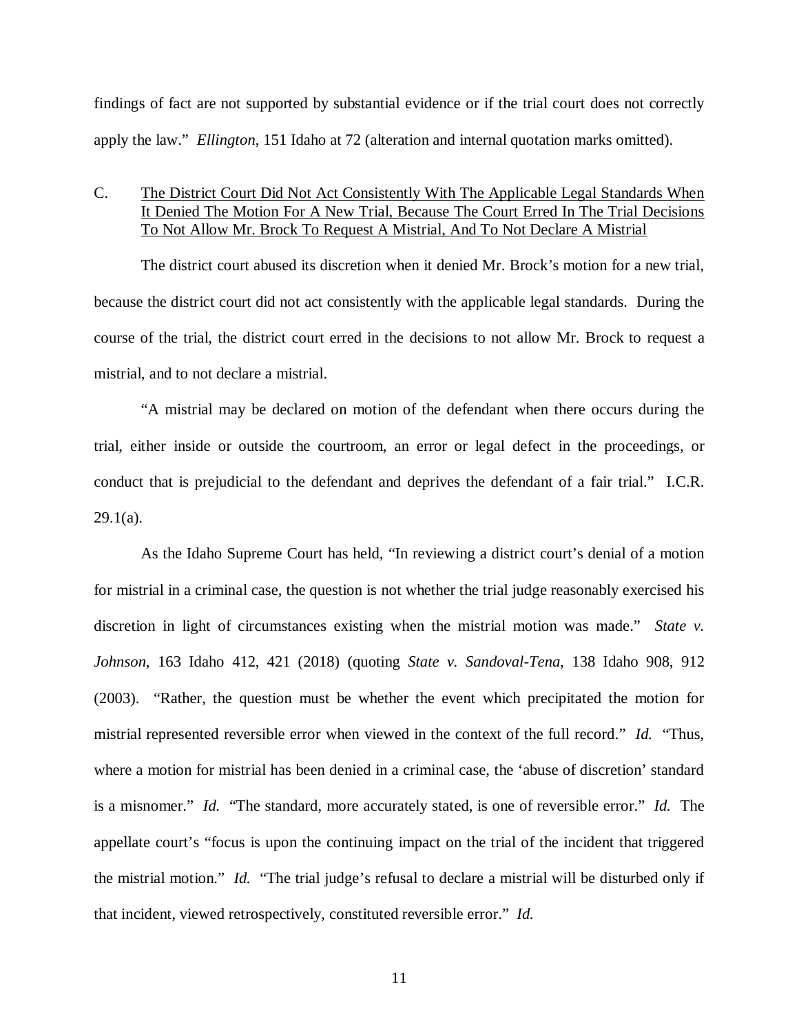findings of fact are not supported by substantial evidence or if the trial court does not correctly apply the law." *Ellington*, 151 Idaho at 72 (alteration and internal quotation marks omitted).

### C. <u>The District Court Did Not Act Consistently With The Applicable Legal Standards When It Denied The Motion For A New Trial, Because The Court Erred In The Trial Decisions To Not Allow Mr. Brock To Request A Mistrial, And To Not Declare A Mistrial</u>

The district court abused its discretion when it denied Mr. Brock's motion for a new trial, because the district court did not act consistently with the applicable legal standards. During the course of the trial, the district court erred in the decisions to not allow Mr. Brock to request a mistrial, and to not declare a mistrial.

"A mistrial may be declared on motion of the defendant when there occurs during the trial, either inside or outside the courtroom, an error or legal defect in the proceedings, or conduct that is prejudicial to the defendant and deprives the defendant of a fair trial." I.C.R. 29.1(a).

As the Idaho Supreme Court has held, "In reviewing a district court's denial of a motion for mistrial in a criminal case, the question is not whether the trial judge reasonably exercised his discretion in light of circumstances existing when the mistrial motion was made." *State v. Johnson*, 163 Idaho 412, 421 (2018) (quoting *State v. Sandoval-Tena*, 138 Idaho 908, 912 (2003). "Rather, the question must be whether the event which precipitated the motion for mistrial represented reversible error when viewed in the context of the full record." *Id.* "Thus, where a motion for mistrial has been denied in a criminal case, the 'abuse of discretion' standard is a misnomer." *Id.* "The standard, more accurately stated, is one of reversible error." *Id.* The appellate court's "focus is upon the continuing impact on the trial of the incident that triggered the mistrial motion." *Id.* "The trial judge's refusal to declare a mistrial will be disturbed only if that incident, viewed retrospectively, constituted reversible error." *Id.*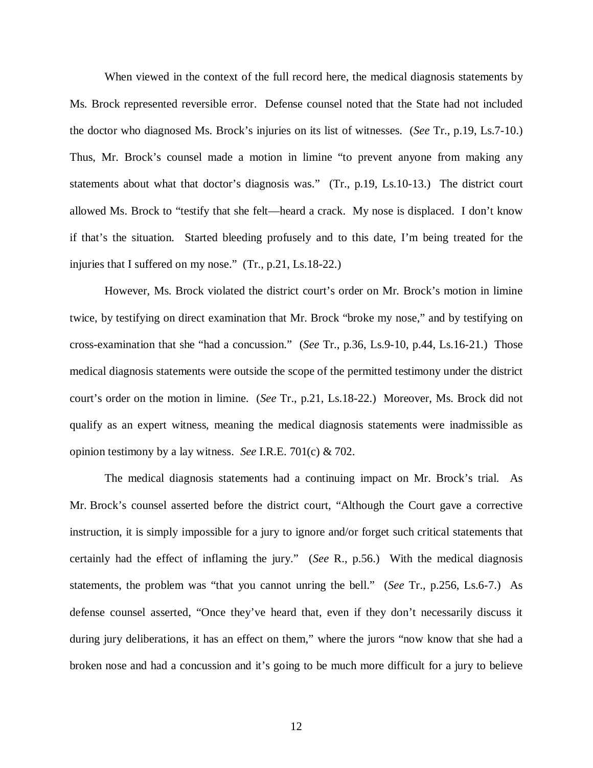When viewed in the context of the full record here, the medical diagnosis statements by Ms. Brock represented reversible error. Defense counsel noted that the State had not included the doctor who diagnosed Ms. Brock's injuries on its list of witnesses. (*See* Tr., p.19, Ls.7-10.) Thus, Mr. Brock's counsel made a motion in limine "to prevent anyone from making any statements about what that doctor's diagnosis was." (Tr., p.19, Ls.10-13.) The district court allowed Ms. Brock to "testify that she felt—heard a crack. My nose is displaced. I don't know if that's the situation. Started bleeding profusely and to this date, I'm being treated for the injuries that I suffered on my nose." (Tr., p.21, Ls.18-22.)

However, Ms. Brock violated the district court's order on Mr. Brock's motion in limine twice, by testifying on direct examination that Mr. Brock "broke my nose," and by testifying on cross-examination that she "had a concussion." (*See* Tr., p.36, Ls.9-10, p.44, Ls.16-21.) Those medical diagnosis statements were outside the scope of the permitted testimony under the district court's order on the motion in limine. (*See* Tr., p.21, Ls.18-22.) Moreover, Ms. Brock did not qualify as an expert witness, meaning the medical diagnosis statements were inadmissible as opinion testimony by a lay witness. *See* I.R.E. 701(c) & 702.

The medical diagnosis statements had a continuing impact on Mr. Brock's trial. As Mr. Brock's counsel asserted before the district court, "Although the Court gave a corrective instruction, it is simply impossible for a jury to ignore and/or forget such critical statements that certainly had the effect of inflaming the jury." (*See* R., p.56.) With the medical diagnosis statements, the problem was "that you cannot unring the bell." (*See* Tr., p.256, Ls.6-7.) As defense counsel asserted, "Once they've heard that, even if they don't necessarily discuss it during jury deliberations, it has an effect on them," where the jurors "now know that she had a broken nose and had a concussion and it's going to be much more difficult for a jury to believe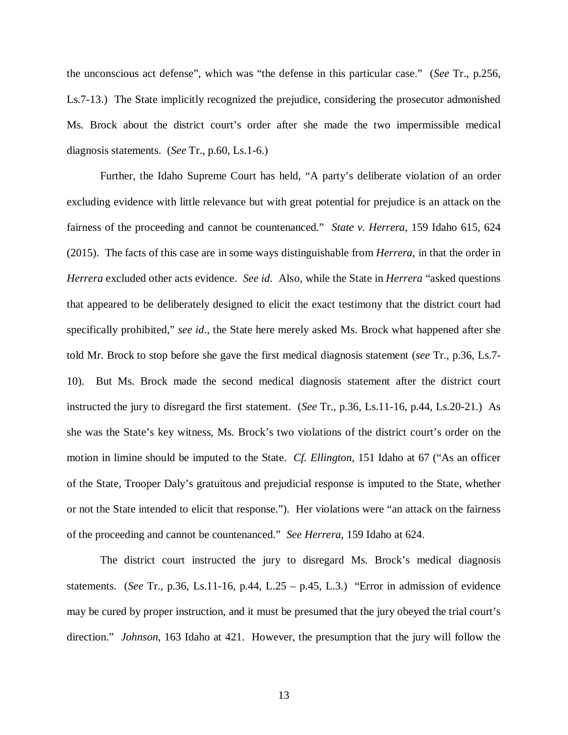the unconscious act defense", which was "the defense in this particular case." (*See* Tr., p.256, Ls.7-13.) The State implicitly recognized the prejudice, considering the prosecutor admonished Ms. Brock about the district court's order after she made the two impermissible medical diagnosis statements. (*See* Tr., p.60, Ls.1-6.)

Further, the Idaho Supreme Court has held, "A party's deliberate violation of an order excluding evidence with little relevance but with great potential for prejudice is an attack on the fairness of the proceeding and cannot be countenanced." *State v. Herrera*, 159 Idaho 615, 624 (2015). The facts of this case are in some ways distinguishable from *Herrera*, in that the order in *Herrera* excluded other acts evidence. *See id.* Also, while the State in *Herrera* "asked questions that appeared to be deliberately designed to elicit the exact testimony that the district court had specifically prohibited," *see id*., the State here merely asked Ms. Brock what happened after she told Mr. Brock to stop before she gave the first medical diagnosis statement (*see* Tr., p.36, Ls.7-10). But Ms. Brock made the second medical diagnosis statement after the district court instructed the jury to disregard the first statement. (*See* Tr., p.36, Ls.11-16, p.44, Ls.20-21.) As she was the State's key witness, Ms. Brock's two violations of the district court's order on the motion in limine should be imputed to the State. *Cf. Ellington*, 151 Idaho at 67 ("As an officer of the State, Trooper Daly's gratuitous and prejudicial response is imputed to the State, whether or not the State intended to elicit that response."). Her violations were "an attack on the fairness of the proceeding and cannot be countenanced." *See Herrera*, 159 Idaho at 624.

The district court instructed the jury to disregard Ms. Brock's medical diagnosis statements. (*See* Tr., p.36, Ls.11-16, p.44, L.25 – p.45, L.3.) "Error in admission of evidence may be cured by proper instruction, and it must be presumed that the jury obeyed the trial court's direction." *Johnson*, 163 Idaho at 421. However, the presumption that the jury will follow the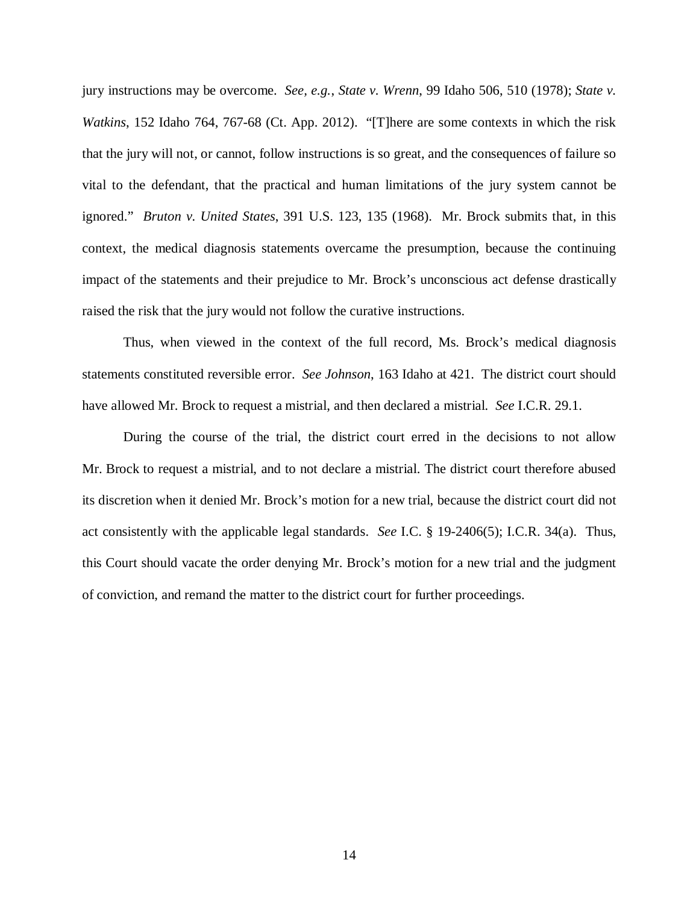jury instructions may be overcome. *See, e.g.*, *State v. Wrenn*, 99 Idaho 506, 510 (1978); *State v. Watkins*, 152 Idaho 764, 767-68 (Ct. App. 2012). "[T]here are some contexts in which the risk that the jury will not, or cannot, follow instructions is so great, and the consequences of failure so vital to the defendant, that the practical and human limitations of the jury system cannot be ignored." *Bruton v. United States*, 391 U.S. 123, 135 (1968). Mr. Brock submits that, in this context, the medical diagnosis statements overcame the presumption, because the continuing impact of the statements and their prejudice to Mr. Brock's unconscious act defense drastically raised the risk that the jury would not follow the curative instructions.

Thus, when viewed in the context of the full record, Ms. Brock's medical diagnosis statements constituted reversible error. *See Johnson*, 163 Idaho at 421. The district court should have allowed Mr. Brock to request a mistrial, and then declared a mistrial. *See* I.C.R. 29.1.

During the course of the trial, the district court erred in the decisions to not allow Mr. Brock to request a mistrial, and to not declare a mistrial. The district court therefore abused its discretion when it denied Mr. Brock's motion for a new trial, because the district court did not act consistently with the applicable legal standards. *See* I.C. § 19-2406(5); I.C.R. 34(a). Thus, this Court should vacate the order denying Mr. Brock's motion for a new trial and the judgment of conviction, and remand the matter to the district court for further proceedings.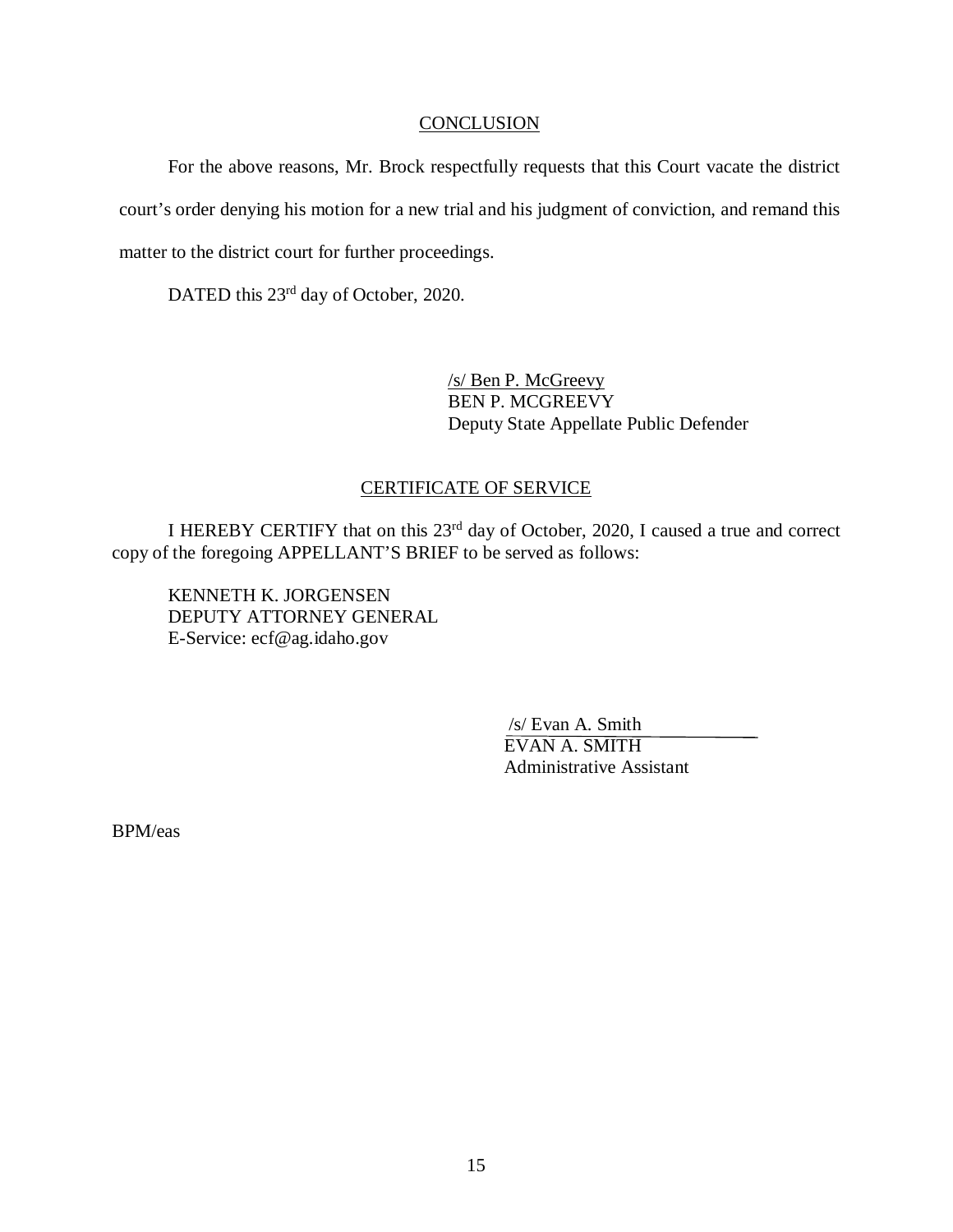## CONCLUSION

For the above reasons, Mr. Brock respectfully requests that this Court vacate the district court's order denying his motion for a new trial and his judgment of conviction, and remand this matter to the district court for further proceedings.

DATED this 23rd day of October, 2020.

/s/ Ben P. McGreevy
BEN P. MCGREEVY
Deputy State Appellate Public Defender

## CERTIFICATE OF SERVICE

I HEREBY CERTIFY that on this 23rd day of October, 2020, I caused a true and correct copy of the foregoing APPELLANT'S BRIEF to be served as follows:

KENNETH K. JORGENSEN
DEPUTY ATTORNEY GENERAL
E-Service: ecf@ag.idaho.gov

/s/ Evan A. Smith
EVAN A. SMITH
Administrative Assistant

BPM/eas